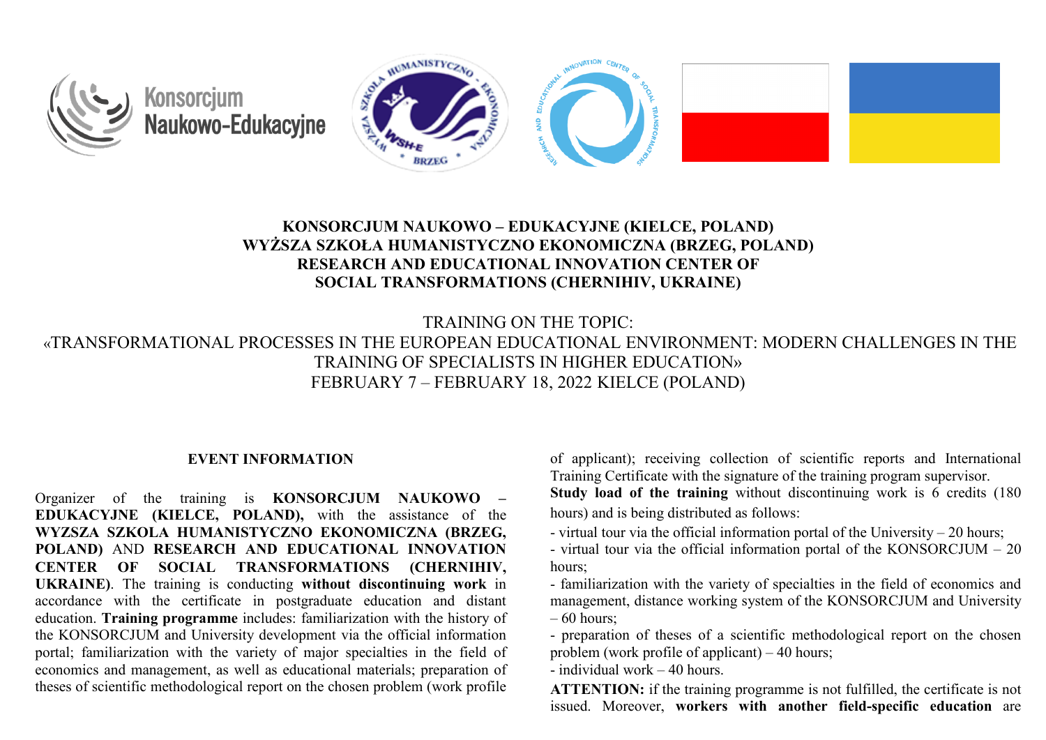**KONSORCJUM NAUKOWO – EDUKACYJNE (KIELCE, POLAND)**
**WYŻSZA SZKOŁA HUMANISTYCZNO EKONOMICZNA (BRZEG, POLAND)**
**RESEARCH AND EDUCATIONAL INNOVATION CENTER OF SOCIAL TRANSFORMATIONS (CHERNIHIV, UKRAINE)**

TRAINING ON THE TOPIC:
«TRANSFORMATIONAL PROCESSES IN THE EUROPEAN EDUCATIONAL ENVIRONMENT: MODERN CHALLENGES IN THE TRAINING OF SPECIALISTS IN HIGHER EDUCATION»
FEBRUARY 7 – FEBRUARY 18, 2022 KIELCE (POLAND)

## EVENT INFORMATION

Organizer of the training is **KONSORCJUM NAUKOWO – EDUKACYJNE (KIELCE, POLAND),** with the assistance of the **WYZSZA SZKOLA HUMANISTYCZNO EKONOMICZNA (BRZEG, POLAND)** AND **RESEARCH AND EDUCATIONAL INNOVATION CENTER OF SOCIAL TRANSFORMATIONS (CHERNIHIV, UKRAINE)**. The training is conducting **without discontinuing work** in accordance with the certificate in postgraduate education and distant education. **Training programme** includes: familiarization with the history of the KONSORCJUM and University development via the official information portal; familiarization with the variety of major specialties in the field of economics and management, as well as educational materials; preparation of theses of scientific methodological report on the chosen problem (work profile of applicant); receiving collection of scientific reports and International Training Certificate with the signature of the training program supervisor.

**Study load of the training** without discontinuing work is 6 credits (180 hours) and is being distributed as follows:

- virtual tour via the official information portal of the University – 20 hours;
- virtual tour via the official information portal of the KONSORCJUM – 20 hours;
- familiarization with the variety of specialties in the field of economics and management, distance working system of the KONSORCJUM and University – 60 hours;
- preparation of theses of a scientific methodological report on the chosen problem (work profile of applicant) – 40 hours;
- individual work – 40 hours.

**ATTENTION:** if the training programme is not fulfilled, the certificate is not issued. Moreover, **workers with another field-specific education** are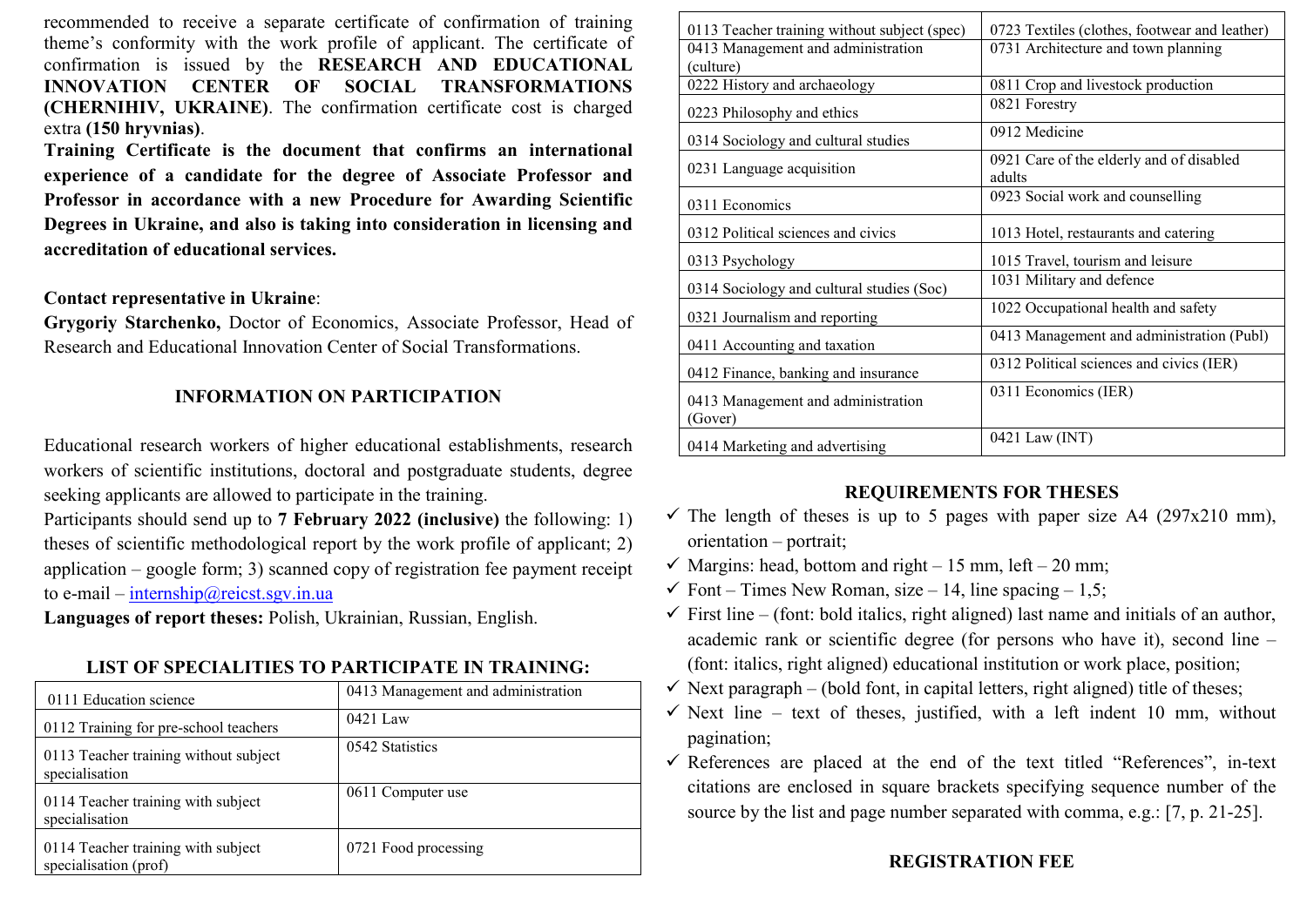recommended to receive a separate certificate of confirmation of training theme's conformity with the work profile of applicant. The certificate of confirmation is issued by the **RESEARCH AND EDUCATIONAL INNOVATION CENTER OF SOCIAL TRANSFORMATIONS (CHERNIHIV, UKRAINE)**. The confirmation certificate cost is charged extra **(150 hryvnias)**.

**Training Certificate is the document that confirms an international experience of a candidate for the degree of Associate Professor and Professor in accordance with a new Procedure for Awarding Scientific Degrees in Ukraine, and also is taking into consideration in licensing and accreditation of educational services.**

**Contact representative in Ukraine**:

**Grygoriy Starchenko,** Doctor of Economics, Associate Professor, Head of Research and Educational Innovation Center of Social Transformations.

## INFORMATION ON PARTICIPATION

Educational research workers of higher educational establishments, research workers of scientific institutions, doctoral and postgraduate students, degree seeking applicants are allowed to participate in the training.

Participants should send up to **7 February 2022 (inclusive)** the following: 1) theses of scientific methodological report by the work profile of applicant; 2) application – google form; 3) scanned copy of registration fee payment receipt to e-mail – internship@reicst.sgv.in.ua

**Languages of report theses:** Polish, Ukrainian, Russian, English.

## LIST OF SPECIALITIES TO PARTICIPATE IN TRAINING:

| | |
|---|---|
| 0111 Education science | 0413 Management and administration |
| 0112 Training for pre-school teachers | 0421 Law |
| 0113 Teacher training without subject specialisation | 0542 Statistics |
| 0114 Teacher training with subject specialisation | 0611 Computer use |
| 0114 Teacher training with subject specialisation (prof) | 0721 Food processing |
| 0113 Teacher training without subject (spec) | 0723 Textiles (clothes, footwear and leather) |
| 0413 Management and administration (culture) | 0731 Architecture and town planning |
| 0222 History and archaeology | 0811 Crop and livestock production |
| 0223 Philosophy and ethics | 0821 Forestry |
| 0314 Sociology and cultural studies | 0912 Medicine |
| 0231 Language acquisition | 0921 Care of the elderly and of disabled adults |
| 0311 Economics | 0923 Social work and counselling |
| 0312 Political sciences and civics | 1013 Hotel, restaurants and catering |
| 0313 Psychology | 1015 Travel, tourism and leisure |
| 0314 Sociology and cultural studies (Soc) | 1031 Military and defence |
| 0321 Journalism and reporting | 1022 Occupational health and safety |
| 0411 Accounting and taxation | 0413 Management and administration (Publ) |
| 0412 Finance, banking and insurance | 0312 Political sciences and civics (IER) |
| 0413 Management and administration (Gover) | 0311 Economics (IER) |
| 0414 Marketing and advertising | 0421 Law (INT) |

## REQUIREMENTS FOR THESES

- ✓ The length of theses is up to 5 pages with paper size A4 (297x210 mm), orientation – portrait;
- ✓ Margins: head, bottom and right – 15 mm, left – 20 mm;
- ✓ Font – Times New Roman, size – 14, line spacing – 1,5;
- ✓ First line – (font: bold italics, right aligned) last name and initials of an author, academic rank or scientific degree (for persons who have it), second line – (font: italics, right aligned) educational institution or work place, position;
- ✓ Next paragraph – (bold font, in capital letters, right aligned) title of theses;
- ✓ Next line – text of theses, justified, with a left indent 10 mm, without pagination;
- ✓ References are placed at the end of the text titled "References", in-text citations are enclosed in square brackets specifying sequence number of the source by the list and page number separated with comma, e.g.: [7, p. 21-25].

## REGISTRATION FEE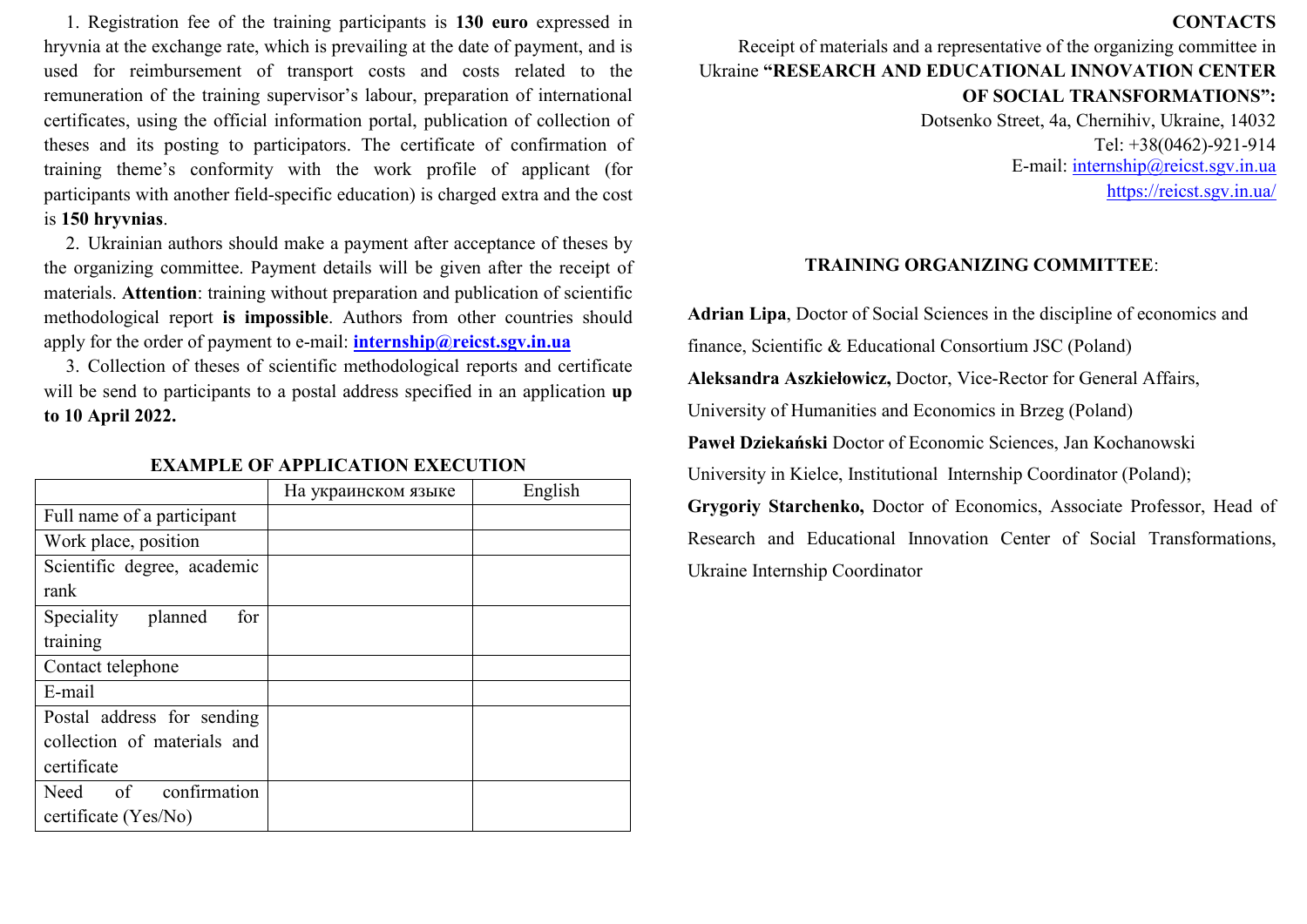1. Registration fee of the training participants is **130 euro** expressed in hryvnia at the exchange rate, which is prevailing at the date of payment, and is used for reimbursement of transport costs and costs related to the remuneration of the training supervisor's labour, preparation of international certificates, using the official information portal, publication of collection of theses and its posting to participators. The certificate of confirmation of training theme's conformity with the work profile of applicant (for participants with another field-specific education) is charged extra and the cost is **150 hryvnias**.

2. Ukrainian authors should make a payment after acceptance of theses by the organizing committee. Payment details will be given after the receipt of materials. **Attention**: training without preparation and publication of scientific methodological report **is impossible**. Authors from other countries should apply for the order of payment to e-mail: **internship@reicst.sgv.in.ua**

3. Collection of theses of scientific methodological reports and certificate will be send to participants to a postal address specified in an application **up to 10 April 2022.**

**EXAMPLE OF APPLICATION EXECUTION**

| | На украинском языке | English |
|---|---|---|
| Full name of a participant | | |
| Work place, position | | |
| Scientific degree, academic rank | | |
| Speciality planned for training | | |
| Contact telephone | | |
| E-mail | | |
| Postal address for sending collection of materials and certificate | | |
| Need of confirmation certificate (Yes/No) | | |

**CONTACTS**

Receipt of materials and a representative of the organizing committee in Ukraine **"RESEARCH AND EDUCATIONAL INNOVATION CENTER OF SOCIAL TRANSFORMATIONS":**

Dotsenko Street, 4a, Chernihiv, Ukraine, 14032

Tel: +38(0462)-921-914

E-mail: internship@reicst.sgv.in.ua

https://reicst.sgv.in.ua/

**TRAINING ORGANIZING COMMITTEE**:

**Adrian Lipa**, Doctor of Social Sciences in the discipline of economics and finance, Scientific & Educational Consortium JSC (Poland)

**Aleksandra Aszkiełowicz,** Doctor, Vice-Rector for General Affairs, University of Humanities and Economics in Brzeg (Poland)

**Paweł Dziekański** Doctor of Economic Sciences, Jan Kochanowski University in Kielce, Institutional Internship Coordinator (Poland);

**Grygoriy Starchenko,** Doctor of Economics, Associate Professor, Head of Research and Educational Innovation Center of Social Transformations, Ukraine Internship Coordinator